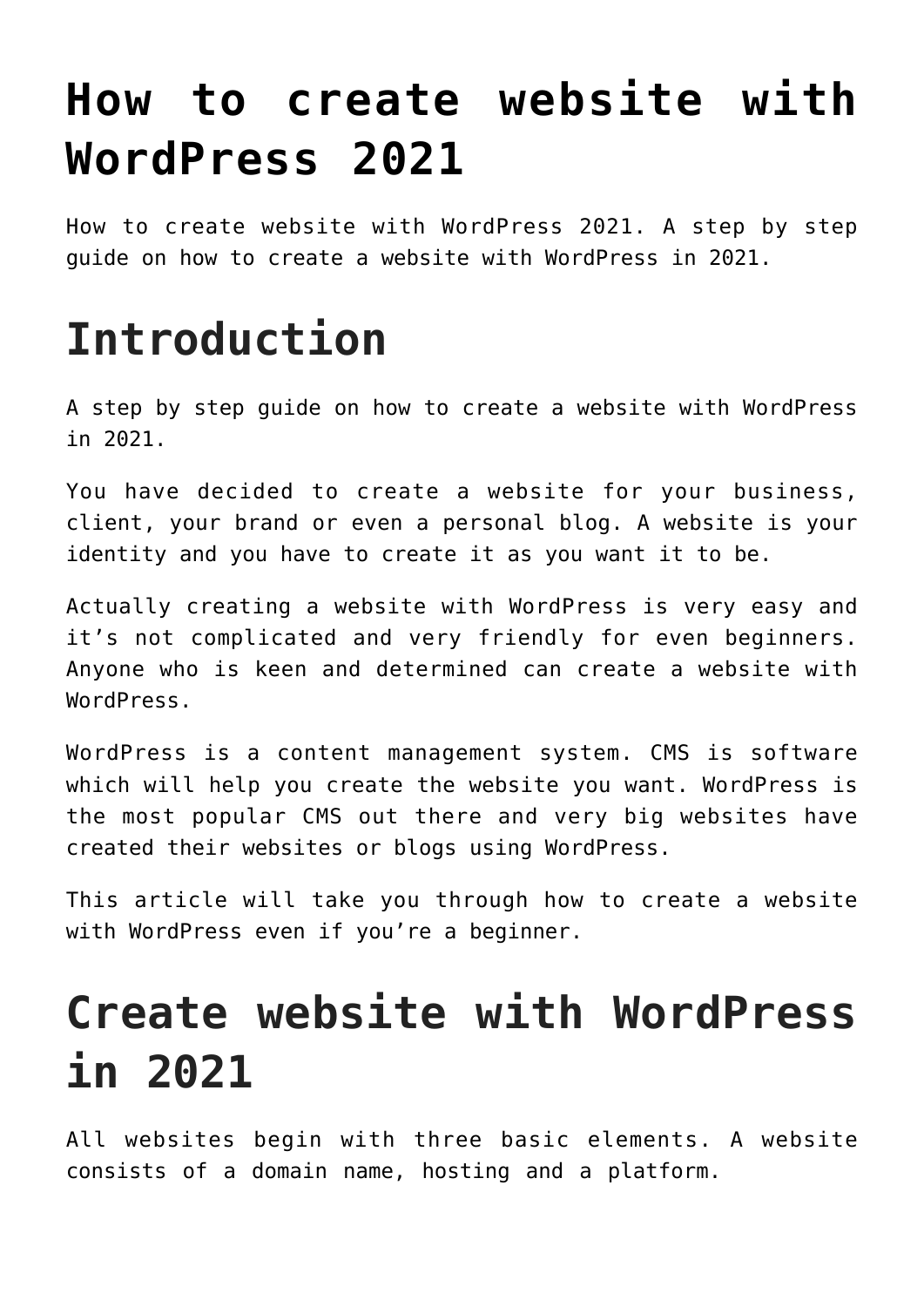# How to create website with WordPress 2021

How to create website with WordPress 2021. A step by step guide on how to create a website with WordPress in 2021.

## Introduction

A step by step guide on how to create a website with WordPress in 2021.

You have decided to create a website for your business, client, your brand or even a personal blog. A website is your identity and you have to create it as you want it to be.

Actually creating a website with WordPress is very easy and it's not complicated and very friendly for even beginners. Anyone who is keen and determined can create a website with WordPress.

WordPress is a content management system. CMS is software which will help you create the website you want. WordPress is the most popular CMS out there and very big websites have created their websites or blogs using WordPress.

This article will take you through how to create a website with WordPress even if you're a beginner.

## Create website with WordPress in 2021

All websites begin with three basic elements. A website consists of a domain name, hosting and a platform.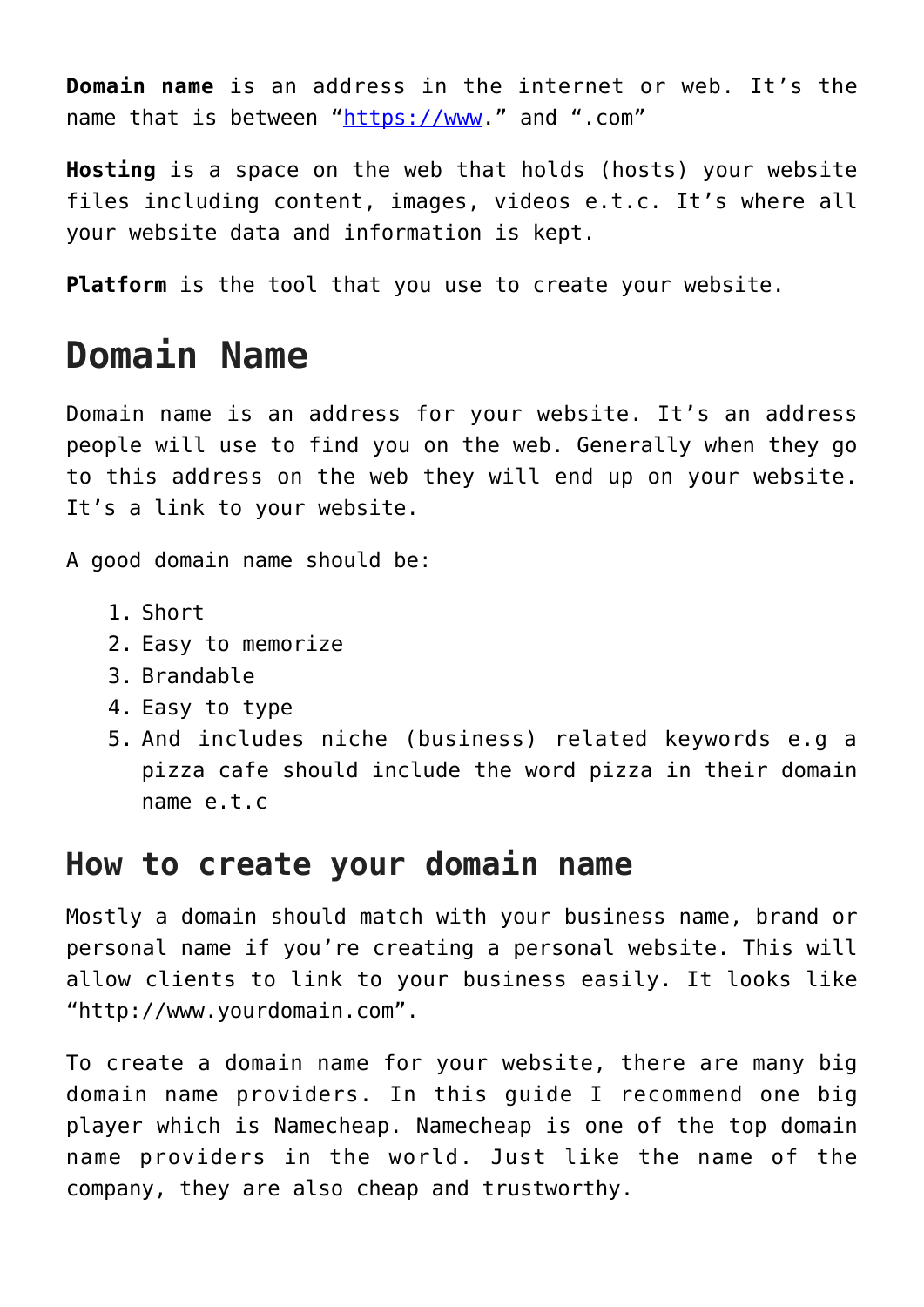**Domain name** is an address in the internet or web. It's the name that is between "[https://www](https://www).” and ".com"

**Hosting** is a space on the web that holds (hosts) your website files including content, images, videos e.t.c. It's where all your website data and information is kept.

**Platform** is the tool that you use to create your website.

# Domain Name

Domain name is an address for your website. It's an address people will use to find you on the web. Generally when they go to this address on the web they will end up on your website. It's a link to your website.

A good domain name should be:

1. Short
2. Easy to memorize
3. Brandable
4. Easy to type
5. And includes niche (business) related keywords e.g a pizza cafe should include the word pizza in their domain name e.t.c

## How to create your domain name

Mostly a domain should match with your business name, brand or personal name if you're creating a personal website. This will allow clients to link to your business easily. It looks like "http://www.yourdomain.com".

To create a domain name for your website, there are many big domain name providers. In this guide I recommend one big player which is Namecheap. Namecheap is one of the top domain name providers in the world. Just like the name of the company, they are also cheap and trustworthy.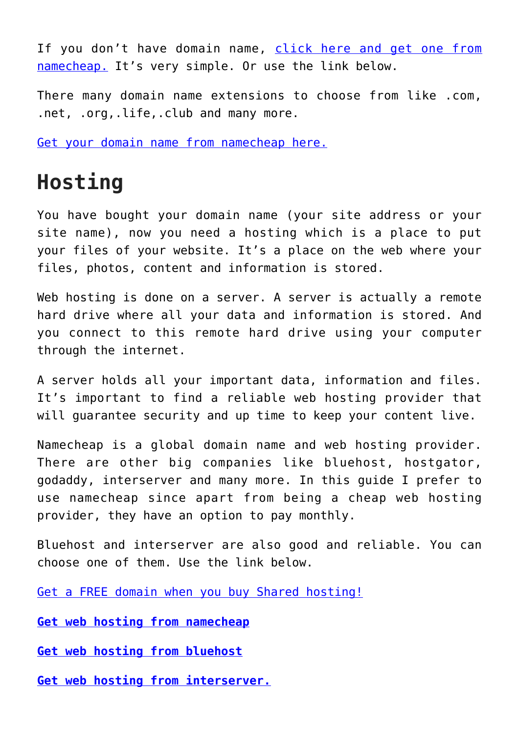If you don’t have domain name, [click here and get one from namecheap.]() It’s very simple. Or use the link below.

There many domain name extensions to choose from like .com, .net, .org,.life,.club and many more.

[Get your domain name from namecheap here.]()

# Hosting

You have bought your domain name (your site address or your site name), now you need a hosting which is a place to put your files of your website. It’s a place on the web where your files, photos, content and information is stored.

Web hosting is done on a server. A server is actually a remote hard drive where all your data and information is stored. And you connect to this remote hard drive using your computer through the internet.

A server holds all your important data, information and files. It’s important to find a reliable web hosting provider that will guarantee security and up time to keep your content live.

Namecheap is a global domain name and web hosting provider. There are other big companies like bluehost, hostgator, godaddy, interserver and many more. In this guide I prefer to use namecheap since apart from being a cheap web hosting provider, they have an option to pay monthly.

Bluehost and interserver are also good and reliable. You can choose one of them. Use the link below.

[Get a FREE domain when you buy Shared hosting!]()

**[Get web hosting from namecheap]()**

**[Get web hosting from bluehost]()**

**[Get web hosting from interserver.]()**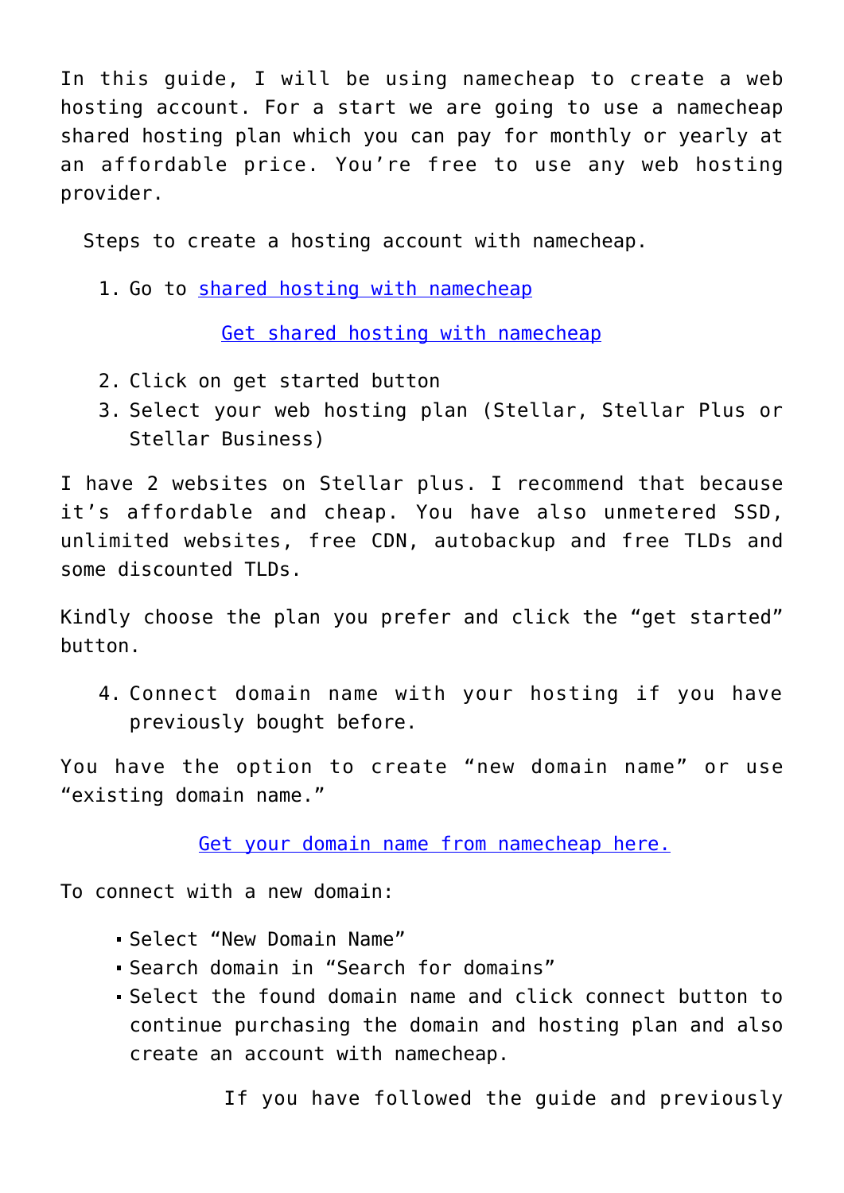In this guide, I will be using namecheap to create a web hosting account. For a start we are going to use a namecheap shared hosting plan which you can pay for monthly or yearly at an affordable price. You're free to use any web hosting provider.

Steps to create a hosting account with namecheap.

1. Go to [shared hosting with namecheap]

   [Get shared hosting with namecheap]

2. Click on get started button
3. Select your web hosting plan (Stellar, Stellar Plus or Stellar Business)

I have 2 websites on Stellar plus. I recommend that because it's affordable and cheap. You have also unmetered SSD, unlimited websites, free CDN, autobackup and free TLDs and some discounted TLDs.

Kindly choose the plan you prefer and click the "get started" button.

4. Connect domain name with your hosting if you have previously bought before.

You have the option to create "new domain name" or use "existing domain name."

[Get your domain name from namecheap here.]

To connect with a new domain:

- Select "New Domain Name"
- Search domain in "Search for domains"
- Select the found domain name and click connect button to continue purchasing the domain and hosting plan and also create an account with namecheap.

If you have followed the guide and previously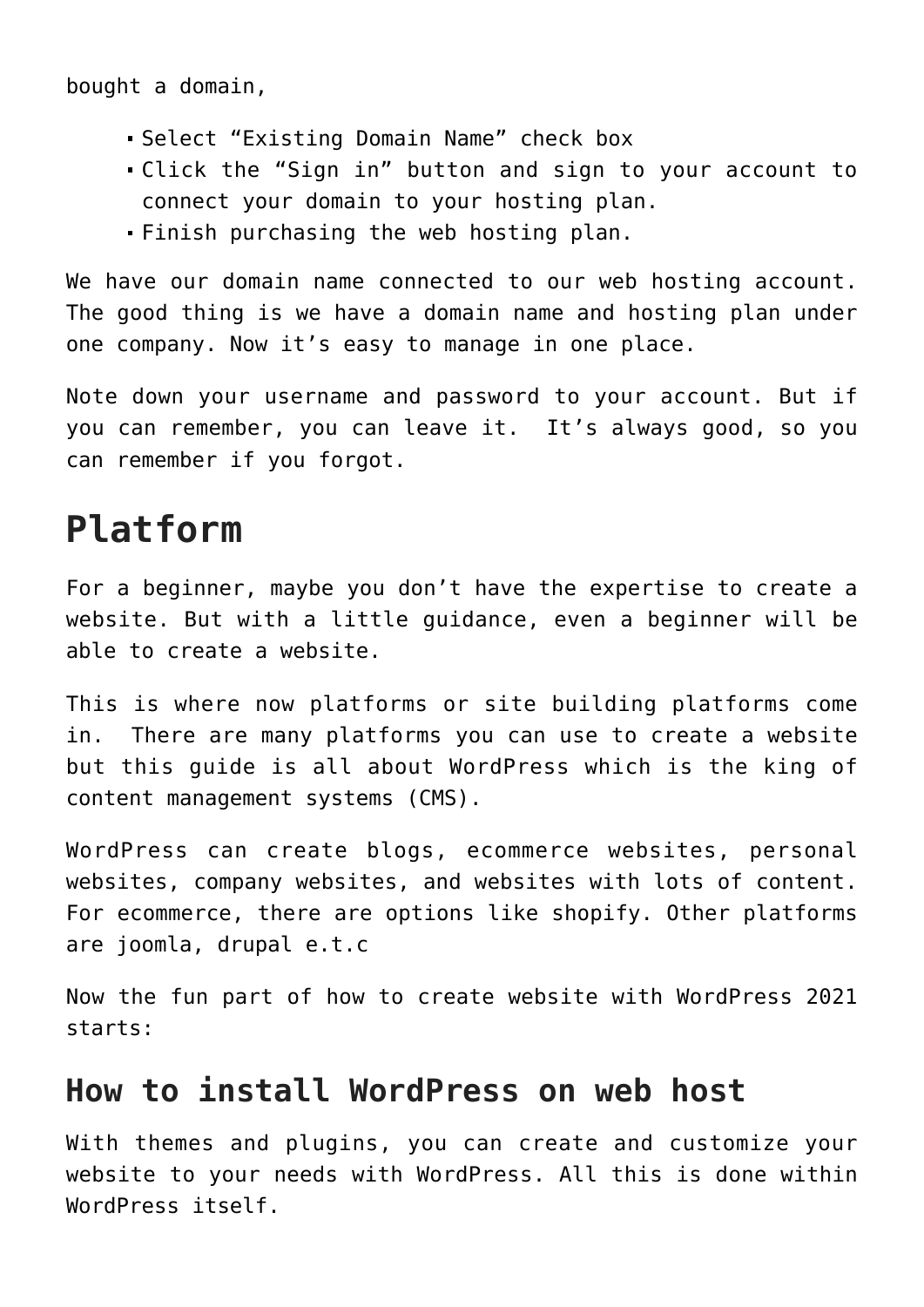bought a domain,

- Select “Existing Domain Name” check box
- Click the “Sign in” button and sign to your account to connect your domain to your hosting plan.
- Finish purchasing the web hosting plan.

We have our domain name connected to our web hosting account. The good thing is we have a domain name and hosting plan under one company. Now it’s easy to manage in one place.

Note down your username and password to your account. But if you can remember, you can leave it.  It’s always good, so you can remember if you forgot.

# Platform

For a beginner, maybe you don’t have the expertise to create a website. But with a little guidance, even a beginner will be able to create a website.

This is where now platforms or site building platforms come in.  There are many platforms you can use to create a website but this guide is all about WordPress which is the king of content management systems (CMS).

WordPress can create blogs, ecommerce websites, personal websites, company websites, and websites with lots of content. For ecommerce, there are options like shopify. Other platforms are joomla, drupal e.t.c

Now the fun part of how to create website with WordPress 2021 starts:

## How to install WordPress on web host

With themes and plugins, you can create and customize your website to your needs with WordPress. All this is done within WordPress itself.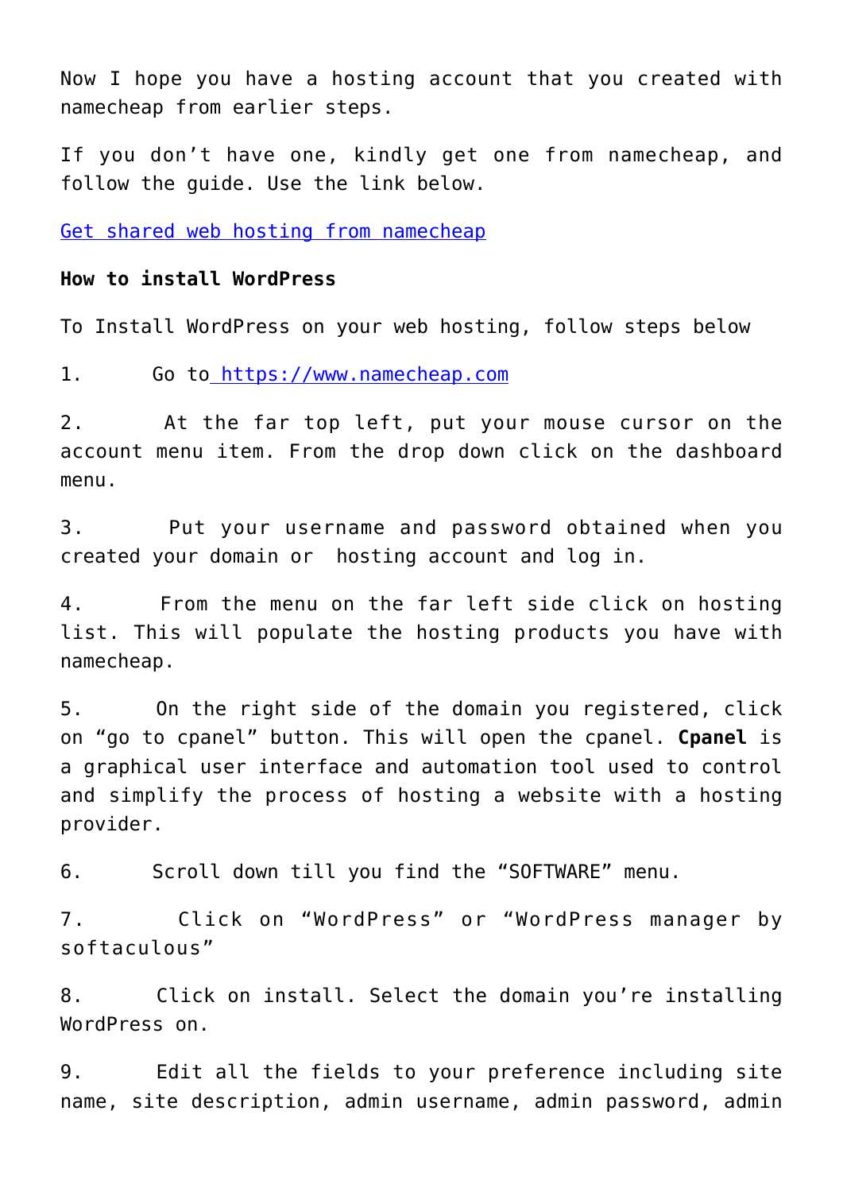Now I hope you have a hosting account that you created with namecheap from earlier steps.

If you don't have one, kindly get one from namecheap, and follow the guide. Use the link below.

[Get shared web hosting from namecheap]()

**How to install WordPress**

To Install WordPress on your web hosting, follow steps below

1. Go to [https://www.namecheap.com](https://www.namecheap.com)

2. At the far top left, put your mouse cursor on the account menu item. From the drop down click on the dashboard menu.

3. Put your username and password obtained when you created your domain or hosting account and log in.

4. From the menu on the far left side click on hosting list. This will populate the hosting products you have with namecheap.

5. On the right side of the domain you registered, click on "go to cpanel" button. This will open the cpanel. **Cpanel** is a graphical user interface and automation tool used to control and simplify the process of hosting a website with a hosting provider.

6. Scroll down till you find the "SOFTWARE" menu.

7. Click on "WordPress" or "WordPress manager by softaculous"

8. Click on install. Select the domain you're installing WordPress on.

9. Edit all the fields to your preference including site name, site description, admin username, admin password, admin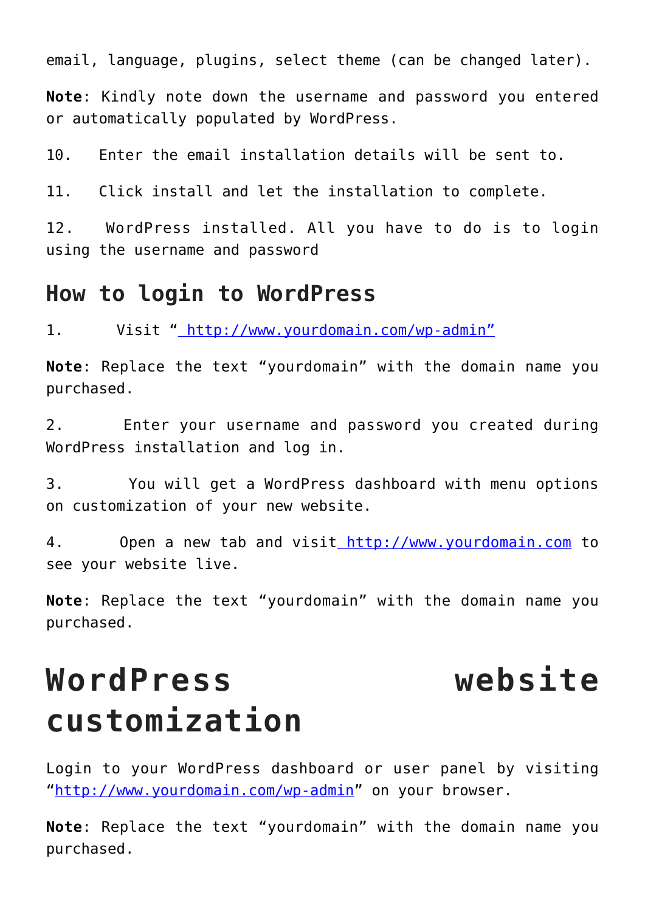email, language, plugins, select theme (can be changed later).

**Note**: Kindly note down the username and password you entered or automatically populated by WordPress.

10. Enter the email installation details will be sent to.

11. Click install and let the installation to complete.

12. WordPress installed. All you have to do is to login using the username and password

## How to login to WordPress

1. Visit "[ http://www.yourdomain.com/wp-admin"](http://www.yourdomain.com/wp-admin)

**Note**: Replace the text "yourdomain" with the domain name you purchased.

2. Enter your username and password you created during WordPress installation and log in.

3. You will get a WordPress dashboard with menu options on customization of your new website.

4. Open a new tab and visit[ http://www.yourdomain.com](http://www.yourdomain.com) to see your website live.

**Note**: Replace the text "yourdomain" with the domain name you purchased.

# WordPress website customization

Login to your WordPress dashboard or user panel by visiting "[http://www.yourdomain.com/wp-admin](http://www.yourdomain.com/wp-admin)" on your browser.

**Note**: Replace the text "yourdomain" with the domain name you purchased.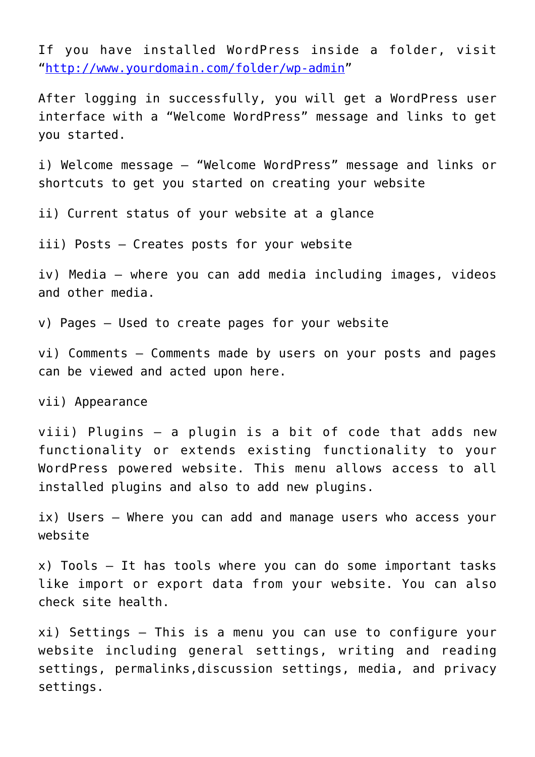If you have installed WordPress inside a folder, visit "[http://www.yourdomain.com/folder/wp-admin](http://www.yourdomain.com/folder/wp-admin)"

After logging in successfully, you will get a WordPress user interface with a "Welcome WordPress" message and links to get you started.

i) Welcome message – "Welcome WordPress" message and links or shortcuts to get you started on creating your website

ii) Current status of your website at a glance

iii) Posts – Creates posts for your website

iv) Media – where you can add media including images, videos and other media.

v) Pages – Used to create pages for your website

vi) Comments – Comments made by users on your posts and pages can be viewed and acted upon here.

vii) Appearance

viii) Plugins – a plugin is a bit of code that adds new functionality or extends existing functionality to your WordPress powered website. This menu allows access to all installed plugins and also to add new plugins.

ix) Users – Where you can add and manage users who access your website

x) Tools – It has tools where you can do some important tasks like import or export data from your website. You can also check site health.

xi) Settings – This is a menu you can use to configure your website including general settings, writing and reading settings, permalinks,discussion settings, media, and privacy settings.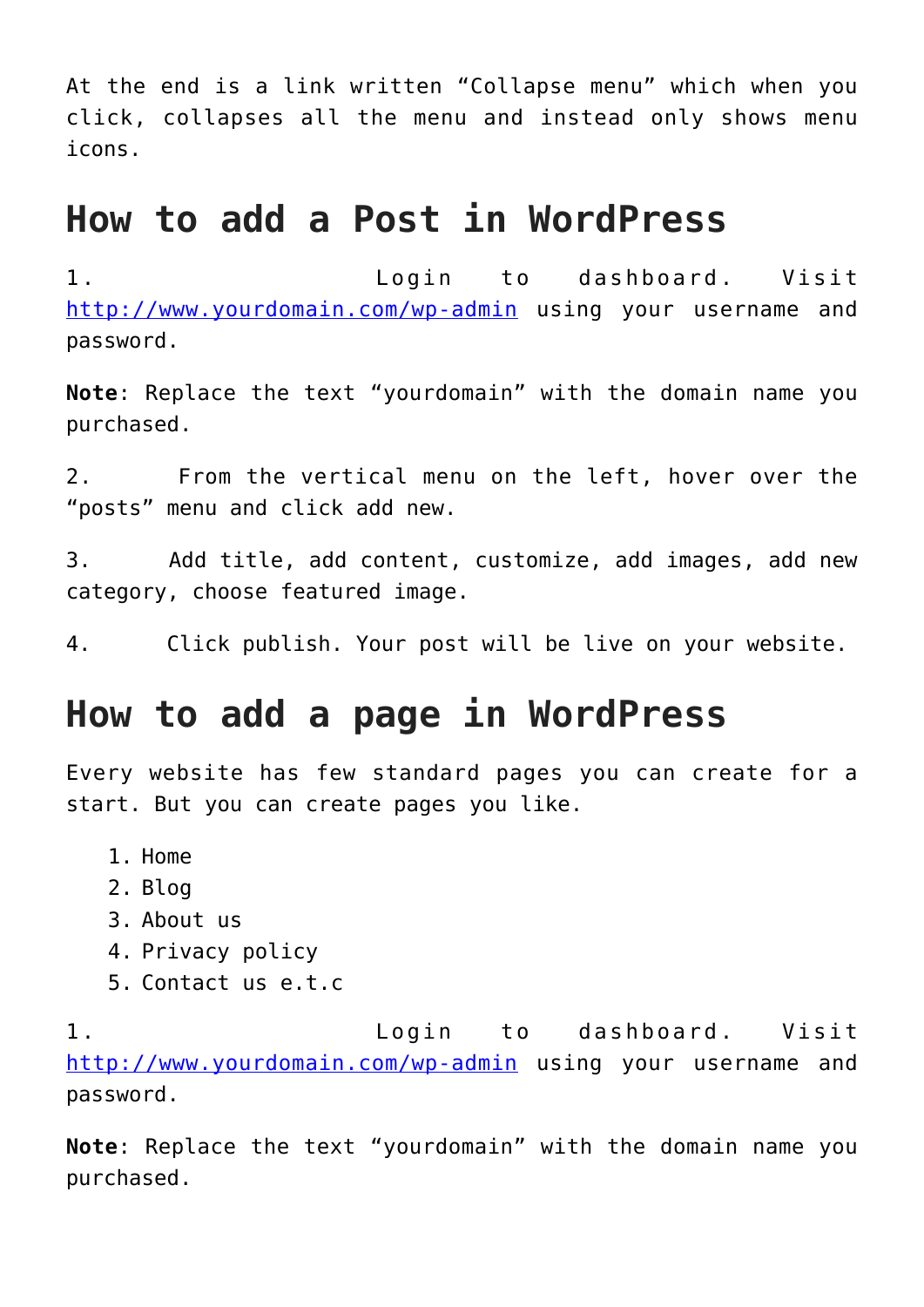At the end is a link written "Collapse menu" which when you click, collapses all the menu and instead only shows menu icons.

## How to add a Post in WordPress

1. Login to dashboard. Visit http://www.yourdomain.com/wp-admin using your username and password.

**Note**: Replace the text "yourdomain" with the domain name you purchased.

2. From the vertical menu on the left, hover over the "posts" menu and click add new.

3. Add title, add content, customize, add images, add new category, choose featured image.

4. Click publish. Your post will be live on your website.

## How to add a page in WordPress

Every website has few standard pages you can create for a start. But you can create pages you like.

1. Home
2. Blog
3. About us
4. Privacy policy
5. Contact us e.t.c

1. Login to dashboard. Visit http://www.yourdomain.com/wp-admin using your username and password.

**Note**: Replace the text "yourdomain" with the domain name you purchased.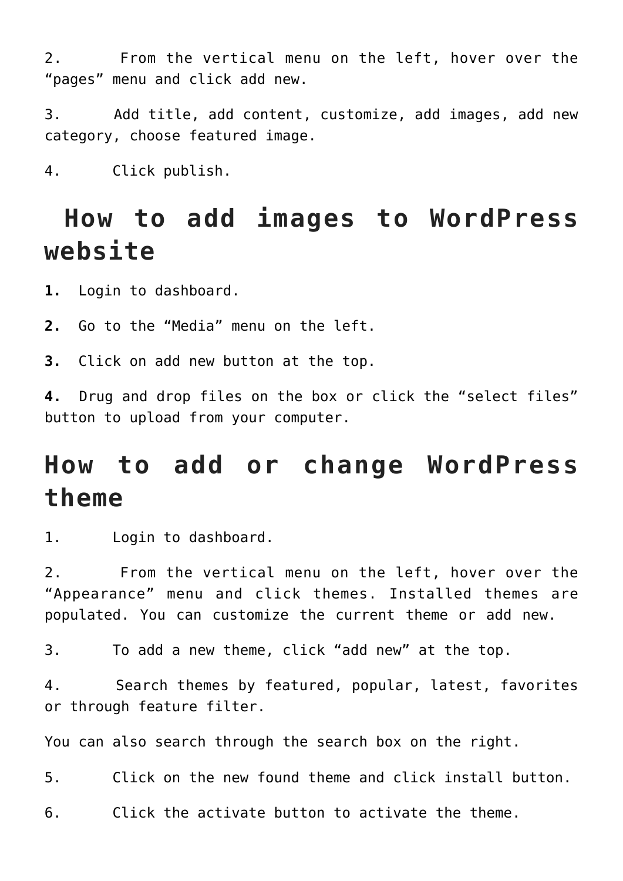2. From the vertical menu on the left, hover over the "pages" menu and click add new.

3. Add title, add content, customize, add images, add new category, choose featured image.

4. Click publish.

## How to add images to WordPress website

**1.** Login to dashboard.

**2.** Go to the "Media" menu on the left.

**3.** Click on add new button at the top.

**4.** Drug and drop files on the box or click the "select files" button to upload from your computer.

## How to add or change WordPress theme

1. Login to dashboard.

2. From the vertical menu on the left, hover over the "Appearance" menu and click themes. Installed themes are populated. You can customize the current theme or add new.

3. To add a new theme, click "add new" at the top.

4. Search themes by featured, popular, latest, favorites or through feature filter.

You can also search through the search box on the right.

5. Click on the new found theme and click install button.

6. Click the activate button to activate the theme.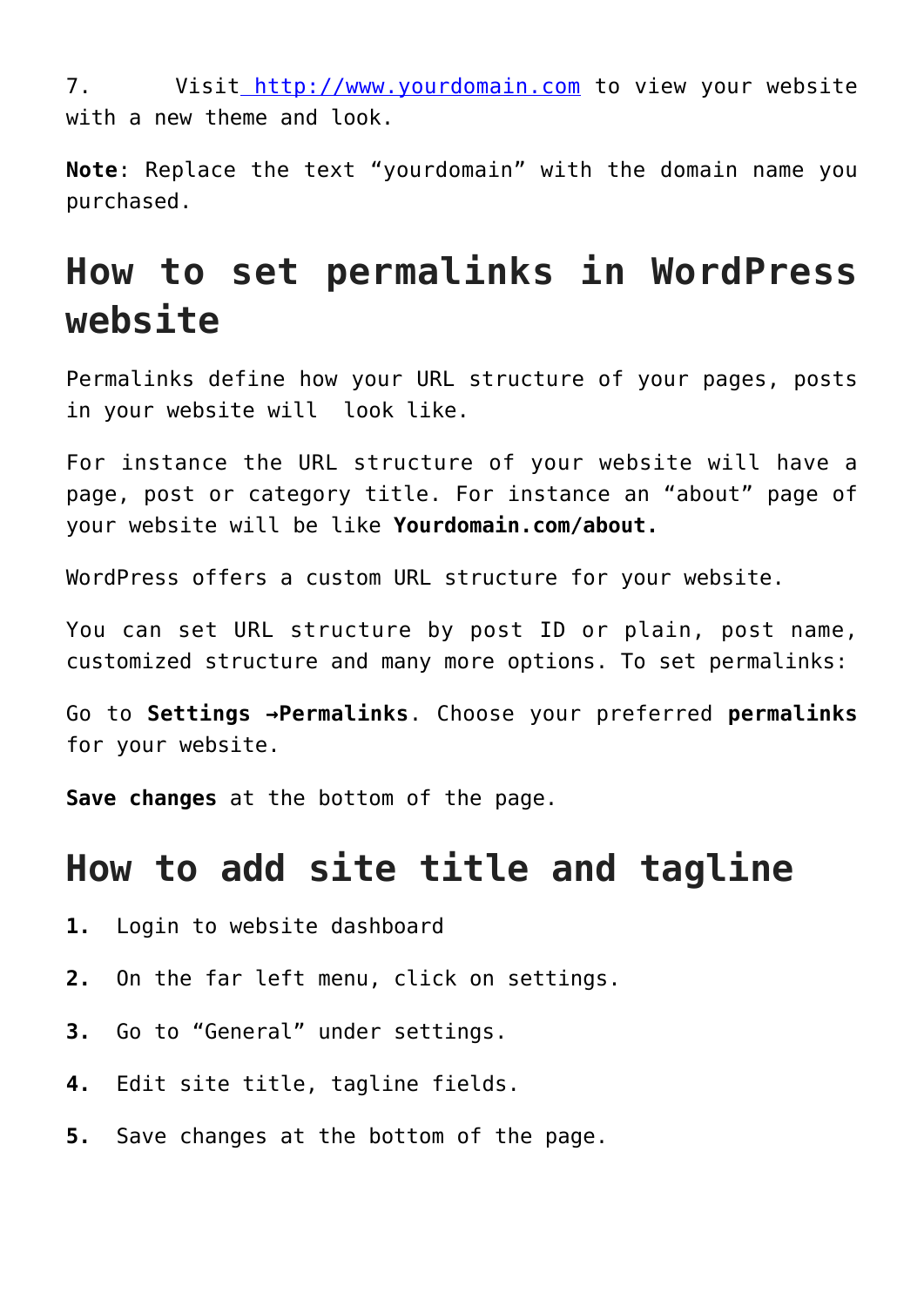7. Visit [http://www.yourdomain.com](http://www.yourdomain.com) to view your website with a new theme and look.

**Note**: Replace the text "yourdomain" with the domain name you purchased.

## How to set permalinks in WordPress website

Permalinks define how your URL structure of your pages, posts in your website will look like.

For instance the URL structure of your website will have a page, post or category title. For instance an "about" page of your website will be like **Yourdomain.com/about.**

WordPress offers a custom URL structure for your website.

You can set URL structure by post ID or plain, post name, customized structure and many more options. To set permalinks:

Go to **Settings →Permalinks**. Choose your preferred **permalinks** for your website.

**Save changes** at the bottom of the page.

## How to add site title and tagline

1. Login to website dashboard
2. On the far left menu, click on settings.
3. Go to "General" under settings.
4. Edit site title, tagline fields.
5. Save changes at the bottom of the page.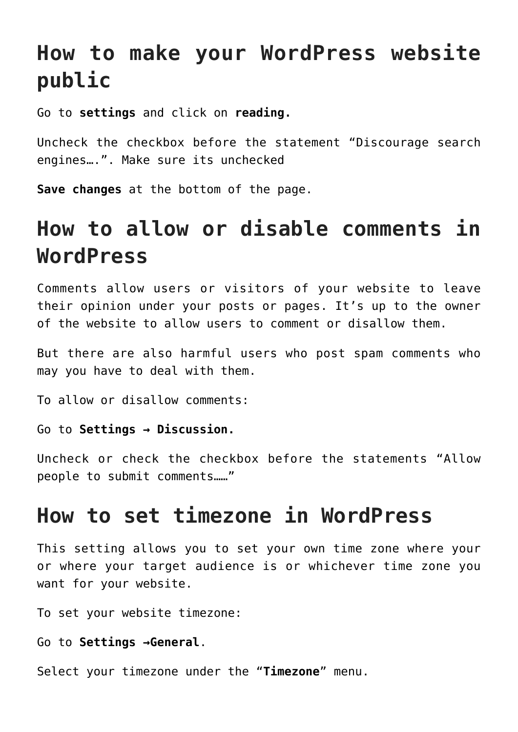## How to make your WordPress website public

Go to **settings** and click on **reading.**

Uncheck the checkbox before the statement “Discourage search engines….”. Make sure its unchecked

**Save changes** at the bottom of the page.

## How to allow or disable comments in WordPress

Comments allow users or visitors of your website to leave their opinion under your posts or pages. It’s up to the owner of the website to allow users to comment or disallow them.

But there are also harmful users who post spam comments who may you have to deal with them.

To allow or disallow comments:

Go to **Settings → Discussion.**

Uncheck or check the checkbox before the statements “Allow people to submit comments……”

## How to set timezone in WordPress

This setting allows you to set your own time zone where your or where your target audience is or whichever time zone you want for your website.

To set your website timezone:

Go to **Settings →General**.

Select your timezone under the “**Timezone**” menu.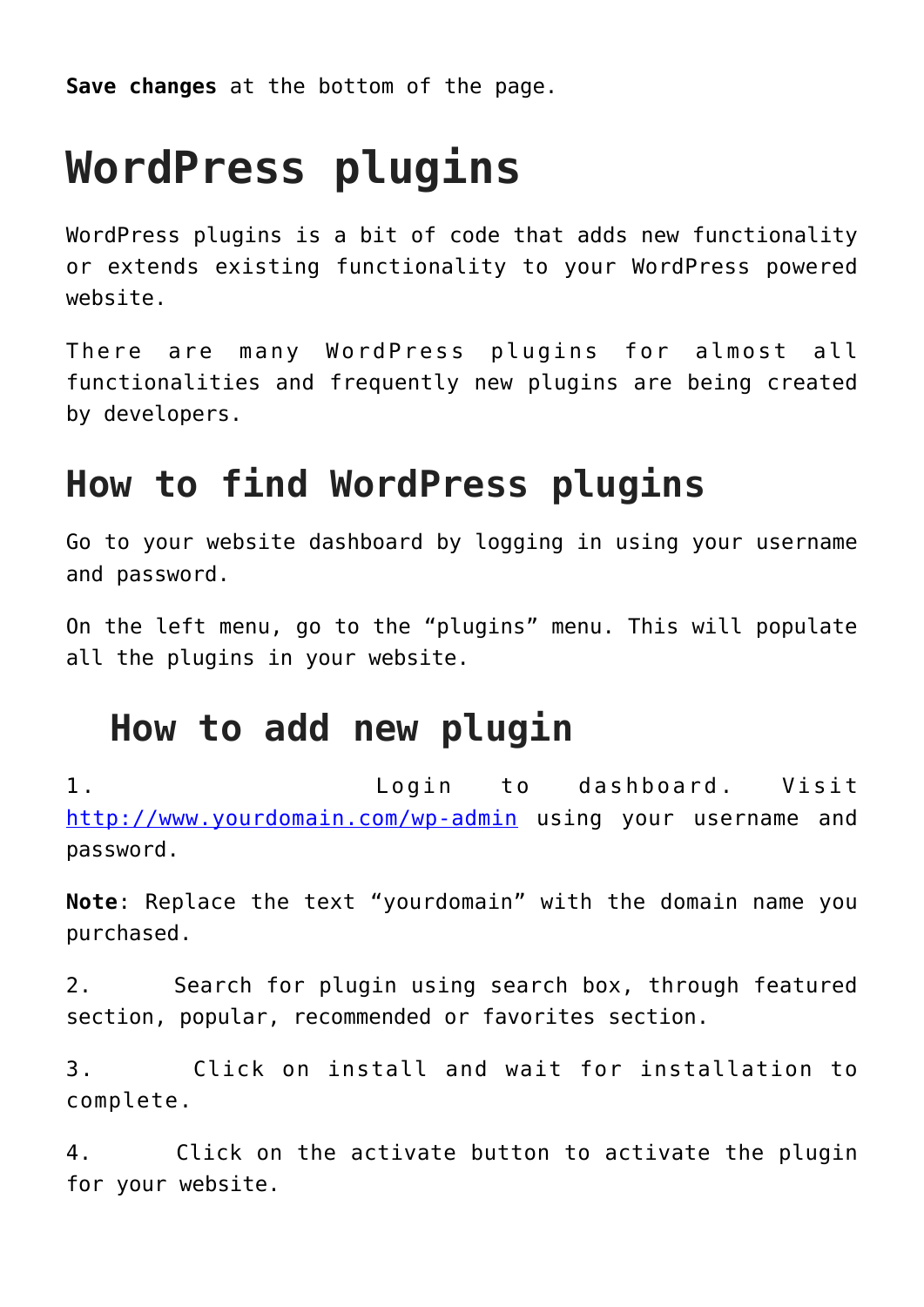**Save changes** at the bottom of the page.

# WordPress plugins

WordPress plugins is a bit of code that adds new functionality or extends existing functionality to your WordPress powered website.

There are many WordPress plugins for almost all functionalities and frequently new plugins are being created by developers.

## How to find WordPress plugins

Go to your website dashboard by logging in using your username and password.

On the left menu, go to the "plugins" menu. This will populate all the plugins in your website.

## How to add new plugin

1. Login to dashboard. Visit [http://www.yourdomain.com/wp-admin](http://www.yourdomain.com/wp-admin) using your username and password.

**Note**: Replace the text "yourdomain" with the domain name you purchased.

2. Search for plugin using search box, through featured section, popular, recommended or favorites section.

3. Click on install and wait for installation to complete.

4. Click on the activate button to activate the plugin for your website.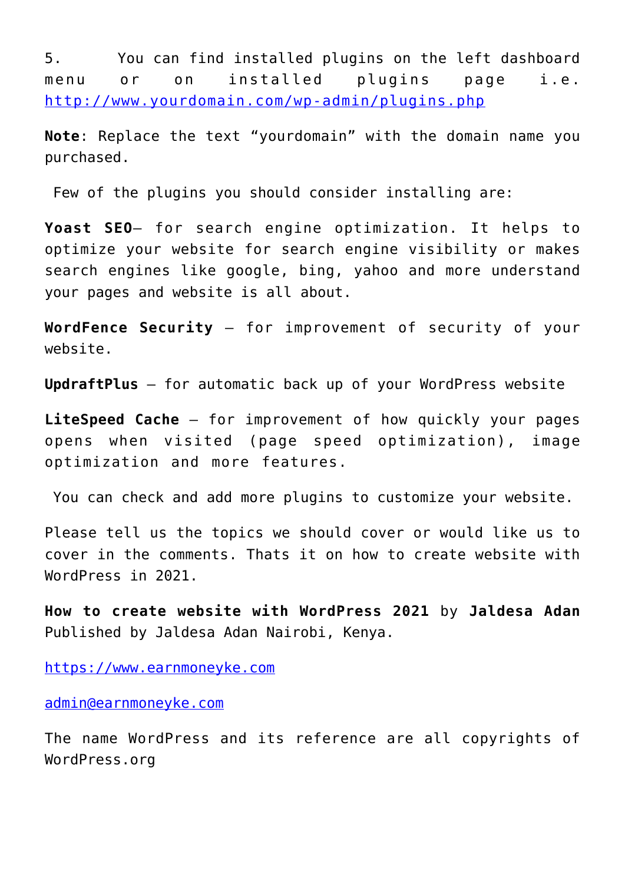5. You can find installed plugins on the left dashboard menu or on installed plugins page i.e. http://www.yourdomain.com/wp-admin/plugins.php

**Note**: Replace the text “yourdomain” with the domain name you purchased.

Few of the plugins you should consider installing are:

**Yoast SEO**– for search engine optimization. It helps to optimize your website for search engine visibility or makes search engines like google, bing, yahoo and more understand your pages and website is all about.

**WordFence Security** – for improvement of security of your website.

**UpdraftPlus** – for automatic back up of your WordPress website

**LiteSpeed Cache** – for improvement of how quickly your pages opens when visited (page speed optimization), image optimization and more features.

You can check and add more plugins to customize your website.

Please tell us the topics we should cover or would like us to cover in the comments. Thats it on how to create website with WordPress in 2021.

**How to create website with WordPress 2021** by **Jaldesa Adan** Published by Jaldesa Adan Nairobi, Kenya.

https://www.earnmoneyke.com

admin@earnmoneyke.com

The name WordPress and its reference are all copyrights of WordPress.org